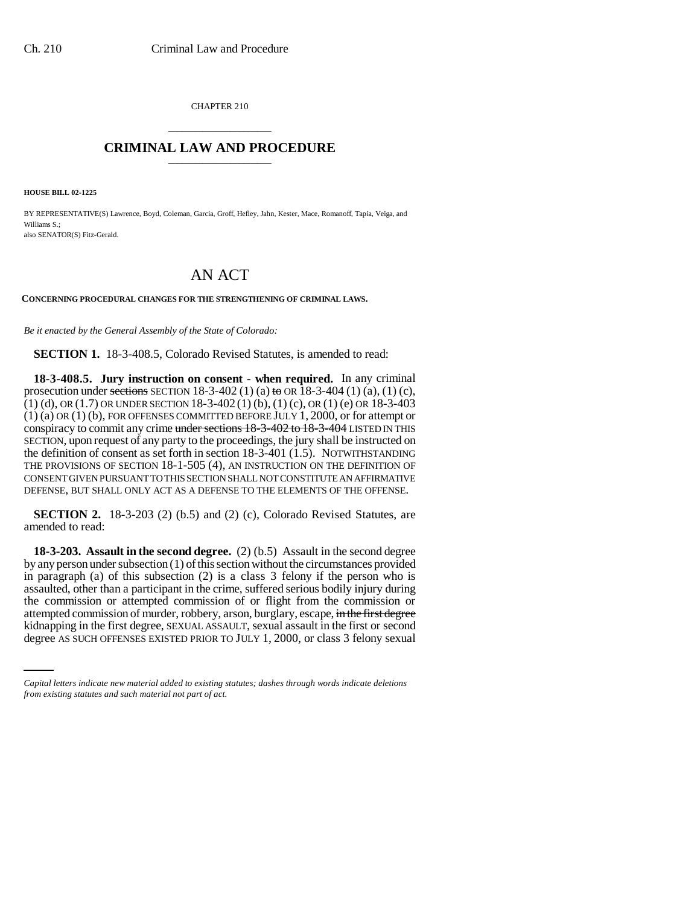CHAPTER 210

# CRIMINAL LAW AND PROCEDURE

**HOUSE BILL 02-1225**

BY REPRESENTATIVE(S) Lawrence, Boyd, Coleman, Garcia, Groff, Hefley, Jahn, Kester, Mace, Romanoff, Tapia, Veiga, and Williams S.;
also SENATOR(S) Fitz-Gerald.

## AN ACT

**CONCERNING PROCEDURAL CHANGES FOR THE STRENGTHENING OF CRIMINAL LAWS.**

*Be it enacted by the General Assembly of the State of Colorado:*

**SECTION 1.** 18-3-408.5, Colorado Revised Statutes, is amended to read:

**18-3-408.5. Jury instruction on consent - when required.** In any criminal prosecution under ~~sections~~ SECTION 18-3-402 (1) (a) ~~to~~ OR 18-3-404 (1) (a), (1) (c), (1) (d), OR (1.7) OR UNDER SECTION 18-3-402 (1) (b), (1) (c), OR (1) (e) OR 18-3-403 (1) (a) OR (1) (b), FOR OFFENSES COMMITTED BEFORE JULY 1, 2000, or for attempt or conspiracy to commit any crime ~~under sections 18-3-402 to 18-3-404~~ LISTED IN THIS SECTION, upon request of any party to the proceedings, the jury shall be instructed on the definition of consent as set forth in section 18-3-401 (1.5). NOTWITHSTANDING THE PROVISIONS OF SECTION 18-1-505 (4), AN INSTRUCTION ON THE DEFINITION OF CONSENT GIVEN PURSUANT TO THIS SECTION SHALL NOT CONSTITUTE AN AFFIRMATIVE DEFENSE, BUT SHALL ONLY ACT AS A DEFENSE TO THE ELEMENTS OF THE OFFENSE.

**SECTION 2.** 18-3-203 (2) (b.5) and (2) (c), Colorado Revised Statutes, are amended to read:

**18-3-203. Assault in the second degree.** (2) (b.5) Assault in the second degree by any person under subsection (1) of this section without the circumstances provided in paragraph (a) of this subsection (2) is a class 3 felony if the person who is assaulted, other than a participant in the crime, suffered serious bodily injury during the commission or attempted commission of or flight from the commission or attempted commission of murder, robbery, arson, burglary, escape, ~~in the first degree~~ kidnapping in the first degree, SEXUAL ASSAULT, sexual assault in the first or second degree AS SUCH OFFENSES EXISTED PRIOR TO JULY 1, 2000, or class 3 felony sexual

*Capital letters indicate new material added to existing statutes; dashes through words indicate deletions from existing statutes and such material not part of act.*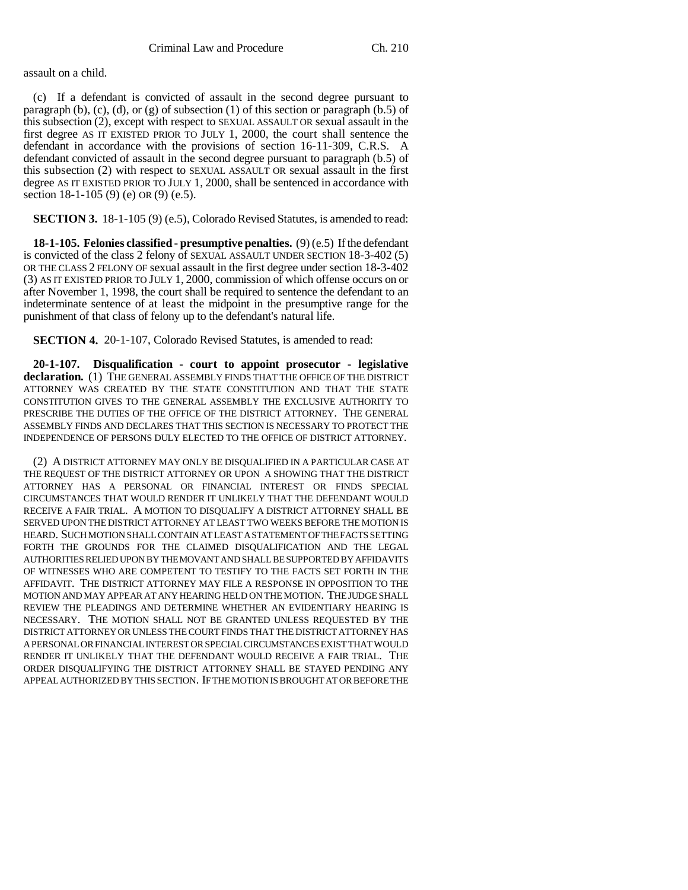assault on a child.

(c) If a defendant is convicted of assault in the second degree pursuant to paragraph (b), (c), (d), or (g) of subsection (1) of this section or paragraph (b.5) of this subsection (2), except with respect to SEXUAL ASSAULT OR sexual assault in the first degree AS IT EXISTED PRIOR TO JULY 1, 2000, the court shall sentence the defendant in accordance with the provisions of section 16-11-309, C.R.S. A defendant convicted of assault in the second degree pursuant to paragraph (b.5) of this subsection (2) with respect to SEXUAL ASSAULT OR sexual assault in the first degree AS IT EXISTED PRIOR TO JULY 1, 2000, shall be sentenced in accordance with section 18-1-105 (9) (e) OR (9) (e.5).

**SECTION 3.** 18-1-105 (9) (e.5), Colorado Revised Statutes, is amended to read:

**18-1-105. Felonies classified - presumptive penalties.** (9) (e.5) If the defendant is convicted of the class 2 felony of SEXUAL ASSAULT UNDER SECTION 18-3-402 (5) OR THE CLASS 2 FELONY OF sexual assault in the first degree under section 18-3-402 (3) AS IT EXISTED PRIOR TO JULY 1, 2000, commission of which offense occurs on or after November 1, 1998, the court shall be required to sentence the defendant to an indeterminate sentence of at least the midpoint in the presumptive range for the punishment of that class of felony up to the defendant's natural life.

**SECTION 4.** 20-1-107, Colorado Revised Statutes, is amended to read:

**20-1-107. Disqualification - court to appoint prosecutor - legislative declaration.** (1) THE GENERAL ASSEMBLY FINDS THAT THE OFFICE OF THE DISTRICT ATTORNEY WAS CREATED BY THE STATE CONSTITUTION AND THAT THE STATE CONSTITUTION GIVES TO THE GENERAL ASSEMBLY THE EXCLUSIVE AUTHORITY TO PRESCRIBE THE DUTIES OF THE OFFICE OF THE DISTRICT ATTORNEY. THE GENERAL ASSEMBLY FINDS AND DECLARES THAT THIS SECTION IS NECESSARY TO PROTECT THE INDEPENDENCE OF PERSONS DULY ELECTED TO THE OFFICE OF DISTRICT ATTORNEY.

(2) A DISTRICT ATTORNEY MAY ONLY BE DISQUALIFIED IN A PARTICULAR CASE AT THE REQUEST OF THE DISTRICT ATTORNEY OR UPON A SHOWING THAT THE DISTRICT ATTORNEY HAS A PERSONAL OR FINANCIAL INTEREST OR FINDS SPECIAL CIRCUMSTANCES THAT WOULD RENDER IT UNLIKELY THAT THE DEFENDANT WOULD RECEIVE A FAIR TRIAL. A MOTION TO DISQUALIFY A DISTRICT ATTORNEY SHALL BE SERVED UPON THE DISTRICT ATTORNEY AT LEAST TWO WEEKS BEFORE THE MOTION IS HEARD. SUCH MOTION SHALL CONTAIN AT LEAST A STATEMENT OF THE FACTS SETTING FORTH THE GROUNDS FOR THE CLAIMED DISQUALIFICATION AND THE LEGAL AUTHORITIES RELIED UPON BY THE MOVANT AND SHALL BE SUPPORTED BY AFFIDAVITS OF WITNESSES WHO ARE COMPETENT TO TESTIFY TO THE FACTS SET FORTH IN THE AFFIDAVIT. THE DISTRICT ATTORNEY MAY FILE A RESPONSE IN OPPOSITION TO THE MOTION AND MAY APPEAR AT ANY HEARING HELD ON THE MOTION. THE JUDGE SHALL REVIEW THE PLEADINGS AND DETERMINE WHETHER AN EVIDENTIARY HEARING IS NECESSARY. THE MOTION SHALL NOT BE GRANTED UNLESS REQUESTED BY THE DISTRICT ATTORNEY OR UNLESS THE COURT FINDS THAT THE DISTRICT ATTORNEY HAS A PERSONAL OR FINANCIAL INTEREST OR SPECIAL CIRCUMSTANCES EXIST THAT WOULD RENDER IT UNLIKELY THAT THE DEFENDANT WOULD RECEIVE A FAIR TRIAL. THE ORDER DISQUALIFYING THE DISTRICT ATTORNEY SHALL BE STAYED PENDING ANY APPEAL AUTHORIZED BY THIS SECTION. IF THE MOTION IS BROUGHT AT OR BEFORE THE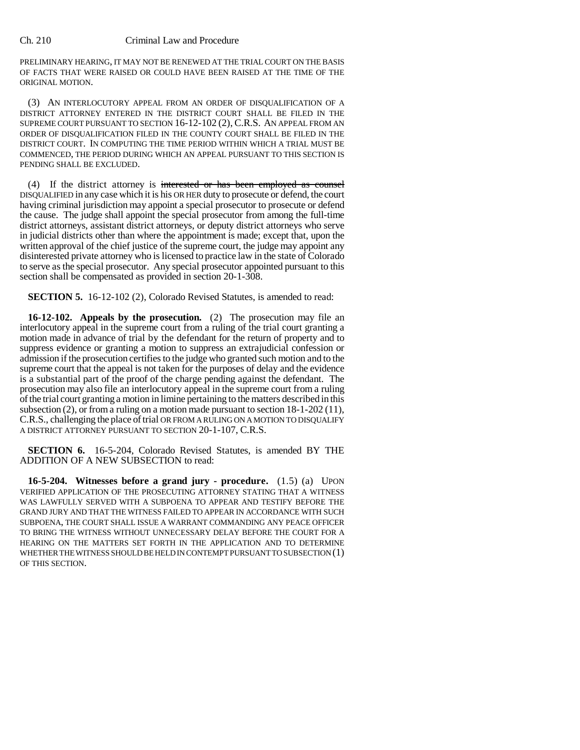PRELIMINARY HEARING, IT MAY NOT BE RENEWED AT THE TRIAL COURT ON THE BASIS OF FACTS THAT WERE RAISED OR COULD HAVE BEEN RAISED AT THE TIME OF THE ORIGINAL MOTION.

(3) AN INTERLOCUTORY APPEAL FROM AN ORDER OF DISQUALIFICATION OF A DISTRICT ATTORNEY ENTERED IN THE DISTRICT COURT SHALL BE FILED IN THE SUPREME COURT PURSUANT TO SECTION 16-12-102 (2), C.R.S. AN APPEAL FROM AN ORDER OF DISQUALIFICATION FILED IN THE COUNTY COURT SHALL BE FILED IN THE DISTRICT COURT. IN COMPUTING THE TIME PERIOD WITHIN WHICH A TRIAL MUST BE COMMENCED, THE PERIOD DURING WHICH AN APPEAL PURSUANT TO THIS SECTION IS PENDING SHALL BE EXCLUDED.

(4) If the district attorney is ~~interested or has been employed as counsel~~ DISQUALIFIED in any case which it is his OR HER duty to prosecute or defend, the court having criminal jurisdiction may appoint a special prosecutor to prosecute or defend the cause. The judge shall appoint the special prosecutor from among the full-time district attorneys, assistant district attorneys, or deputy district attorneys who serve in judicial districts other than where the appointment is made; except that, upon the written approval of the chief justice of the supreme court, the judge may appoint any disinterested private attorney who is licensed to practice law in the state of Colorado to serve as the special prosecutor. Any special prosecutor appointed pursuant to this section shall be compensated as provided in section 20-1-308.

**SECTION 5.** 16-12-102 (2), Colorado Revised Statutes, is amended to read:

**16-12-102. Appeals by the prosecution.** (2) The prosecution may file an interlocutory appeal in the supreme court from a ruling of the trial court granting a motion made in advance of trial by the defendant for the return of property and to suppress evidence or granting a motion to suppress an extrajudicial confession or admission if the prosecution certifies to the judge who granted such motion and to the supreme court that the appeal is not taken for the purposes of delay and the evidence is a substantial part of the proof of the charge pending against the defendant. The prosecution may also file an interlocutory appeal in the supreme court from a ruling of the trial court granting a motion in limine pertaining to the matters described in this subsection (2), or from a ruling on a motion made pursuant to section 18-1-202 (11), C.R.S., challenging the place of trial OR FROM A RULING ON A MOTION TO DISQUALIFY A DISTRICT ATTORNEY PURSUANT TO SECTION 20-1-107, C.R.S.

**SECTION 6.** 16-5-204, Colorado Revised Statutes, is amended BY THE ADDITION OF A NEW SUBSECTION to read:

**16-5-204. Witnesses before a grand jury - procedure.** (1.5) (a) UPON VERIFIED APPLICATION OF THE PROSECUTING ATTORNEY STATING THAT A WITNESS WAS LAWFULLY SERVED WITH A SUBPOENA TO APPEAR AND TESTIFY BEFORE THE GRAND JURY AND THAT THE WITNESS FAILED TO APPEAR IN ACCORDANCE WITH SUCH SUBPOENA, THE COURT SHALL ISSUE A WARRANT COMMANDING ANY PEACE OFFICER TO BRING THE WITNESS WITHOUT UNNECESSARY DELAY BEFORE THE COURT FOR A HEARING ON THE MATTERS SET FORTH IN THE APPLICATION AND TO DETERMINE WHETHER THE WITNESS SHOULD BE HELD IN CONTEMPT PURSUANT TO SUBSECTION (1) OF THIS SECTION.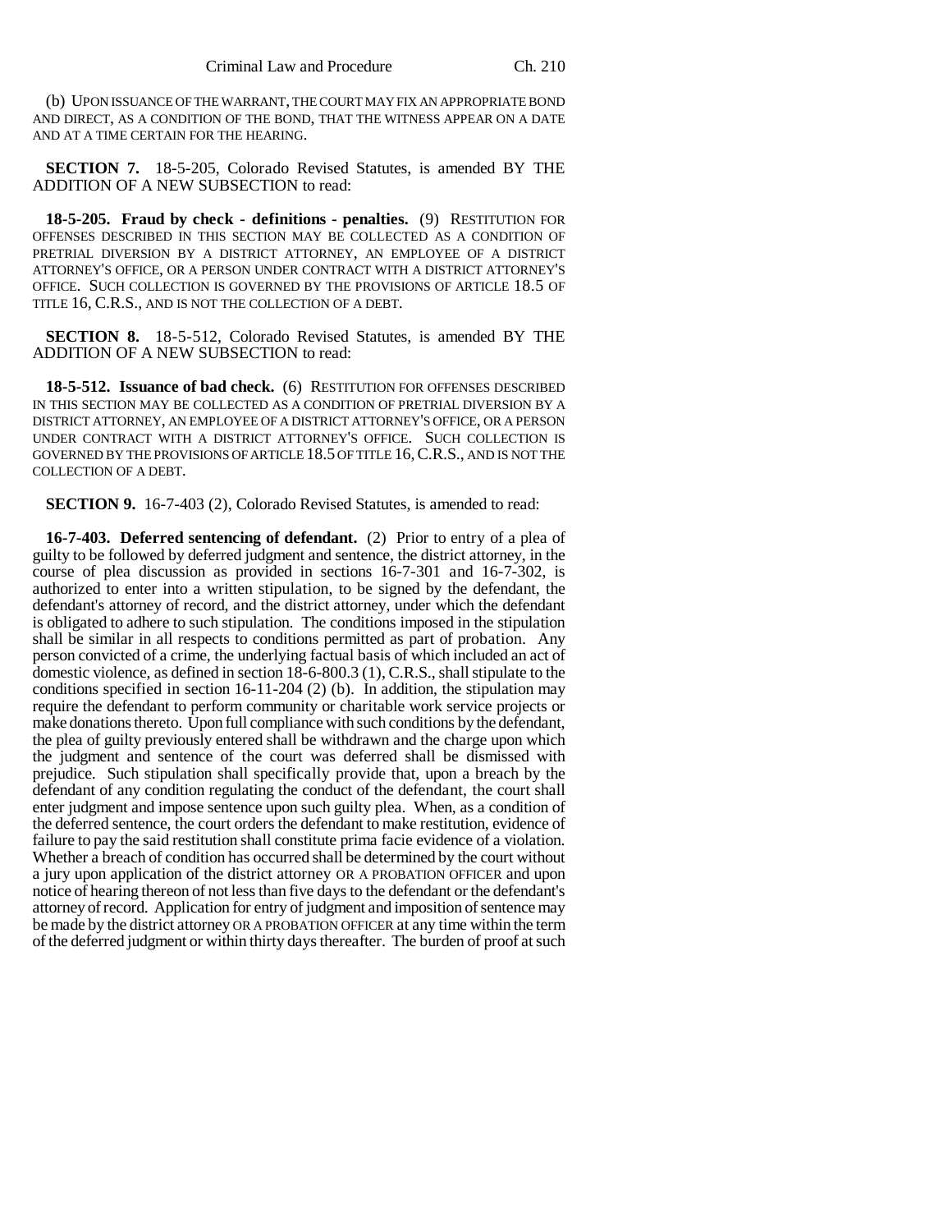(b) UPON ISSUANCE OF THE WARRANT, THE COURT MAY FIX AN APPROPRIATE BOND AND DIRECT, AS A CONDITION OF THE BOND, THAT THE WITNESS APPEAR ON A DATE AND AT A TIME CERTAIN FOR THE HEARING.

**SECTION 7.** 18-5-205, Colorado Revised Statutes, is amended BY THE ADDITION OF A NEW SUBSECTION to read:

**18-5-205. Fraud by check - definitions - penalties.** (9) RESTITUTION FOR OFFENSES DESCRIBED IN THIS SECTION MAY BE COLLECTED AS A CONDITION OF PRETRIAL DIVERSION BY A DISTRICT ATTORNEY, AN EMPLOYEE OF A DISTRICT ATTORNEY'S OFFICE, OR A PERSON UNDER CONTRACT WITH A DISTRICT ATTORNEY'S OFFICE. SUCH COLLECTION IS GOVERNED BY THE PROVISIONS OF ARTICLE 18.5 OF TITLE 16, C.R.S., AND IS NOT THE COLLECTION OF A DEBT.

**SECTION 8.** 18-5-512, Colorado Revised Statutes, is amended BY THE ADDITION OF A NEW SUBSECTION to read:

**18-5-512. Issuance of bad check.** (6) RESTITUTION FOR OFFENSES DESCRIBED IN THIS SECTION MAY BE COLLECTED AS A CONDITION OF PRETRIAL DIVERSION BY A DISTRICT ATTORNEY, AN EMPLOYEE OF A DISTRICT ATTORNEY'S OFFICE, OR A PERSON UNDER CONTRACT WITH A DISTRICT ATTORNEY'S OFFICE. SUCH COLLECTION IS GOVERNED BY THE PROVISIONS OF ARTICLE 18.5 OF TITLE 16, C.R.S., AND IS NOT THE COLLECTION OF A DEBT.

**SECTION 9.** 16-7-403 (2), Colorado Revised Statutes, is amended to read:

**16-7-403. Deferred sentencing of defendant.** (2) Prior to entry of a plea of guilty to be followed by deferred judgment and sentence, the district attorney, in the course of plea discussion as provided in sections 16-7-301 and 16-7-302, is authorized to enter into a written stipulation, to be signed by the defendant, the defendant's attorney of record, and the district attorney, under which the defendant is obligated to adhere to such stipulation. The conditions imposed in the stipulation shall be similar in all respects to conditions permitted as part of probation. Any person convicted of a crime, the underlying factual basis of which included an act of domestic violence, as defined in section 18-6-800.3 (1), C.R.S., shall stipulate to the conditions specified in section 16-11-204 (2) (b). In addition, the stipulation may require the defendant to perform community or charitable work service projects or make donations thereto. Upon full compliance with such conditions by the defendant, the plea of guilty previously entered shall be withdrawn and the charge upon which the judgment and sentence of the court was deferred shall be dismissed with prejudice. Such stipulation shall specifically provide that, upon a breach by the defendant of any condition regulating the conduct of the defendant, the court shall enter judgment and impose sentence upon such guilty plea. When, as a condition of the deferred sentence, the court orders the defendant to make restitution, evidence of failure to pay the said restitution shall constitute prima facie evidence of a violation. Whether a breach of condition has occurred shall be determined by the court without a jury upon application of the district attorney OR A PROBATION OFFICER and upon notice of hearing thereon of not less than five days to the defendant or the defendant's attorney of record. Application for entry of judgment and imposition of sentence may be made by the district attorney OR A PROBATION OFFICER at any time within the term of the deferred judgment or within thirty days thereafter. The burden of proof at such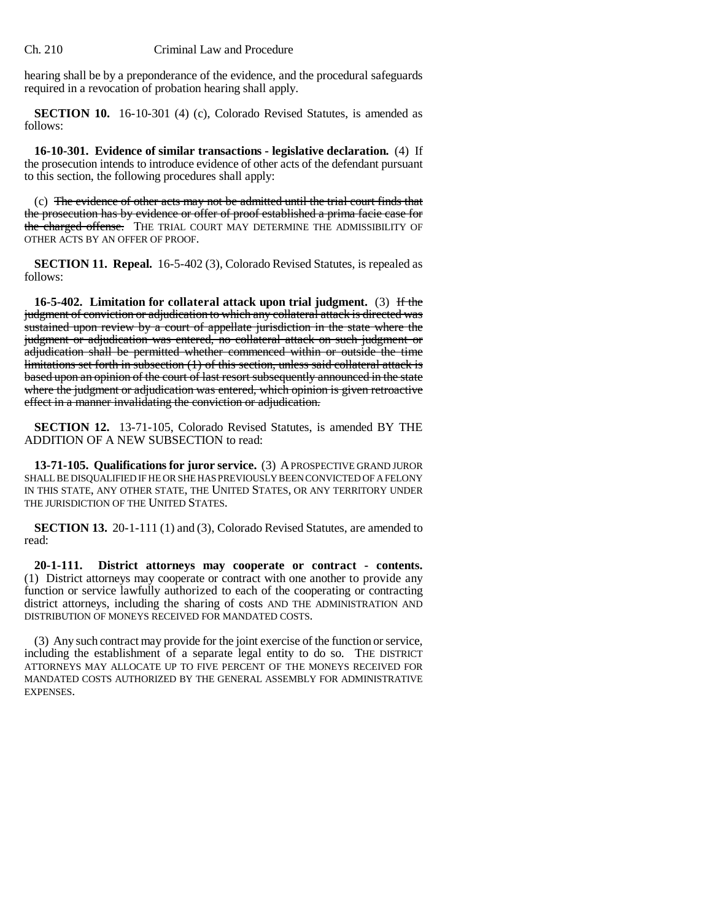hearing shall be by a preponderance of the evidence, and the procedural safeguards required in a revocation of probation hearing shall apply.

**SECTION 10.** 16-10-301 (4) (c), Colorado Revised Statutes, is amended as follows:

**16-10-301. Evidence of similar transactions - legislative declaration.** (4) If the prosecution intends to introduce evidence of other acts of the defendant pursuant to this section, the following procedures shall apply:

(c) ~~The evidence of other acts may not be admitted until the trial court finds that the prosecution has by evidence or offer of proof established a prima facie case for the charged offense.~~ THE TRIAL COURT MAY DETERMINE THE ADMISSIBILITY OF OTHER ACTS BY AN OFFER OF PROOF.

**SECTION 11. Repeal.** 16-5-402 (3), Colorado Revised Statutes, is repealed as follows:

**16-5-402. Limitation for collateral attack upon trial judgment.** (3) ~~If the judgment of conviction or adjudication to which any collateral attack is directed was sustained upon review by a court of appellate jurisdiction in the state where the judgment or adjudication was entered, no collateral attack on such judgment or adjudication shall be permitted whether commenced within or outside the time limitations set forth in subsection (1) of this section, unless said collateral attack is based upon an opinion of the court of last resort subsequently announced in the state where the judgment or adjudication was entered, which opinion is given retroactive effect in a manner invalidating the conviction or adjudication.~~

**SECTION 12.** 13-71-105, Colorado Revised Statutes, is amended BY THE ADDITION OF A NEW SUBSECTION to read:

**13-71-105. Qualifications for juror service.** (3) A PROSPECTIVE GRAND JUROR SHALL BE DISQUALIFIED IF HE OR SHE HAS PREVIOUSLY BEEN CONVICTED OF A FELONY IN THIS STATE, ANY OTHER STATE, THE UNITED STATES, OR ANY TERRITORY UNDER THE JURISDICTION OF THE UNITED STATES.

**SECTION 13.** 20-1-111 (1) and (3), Colorado Revised Statutes, are amended to read:

**20-1-111. District attorneys may cooperate or contract - contents.** (1) District attorneys may cooperate or contract with one another to provide any function or service lawfully authorized to each of the cooperating or contracting district attorneys, including the sharing of costs AND THE ADMINISTRATION AND DISTRIBUTION OF MONEYS RECEIVED FOR MANDATED COSTS.

(3) Any such contract may provide for the joint exercise of the function or service, including the establishment of a separate legal entity to do so. THE DISTRICT ATTORNEYS MAY ALLOCATE UP TO FIVE PERCENT OF THE MONEYS RECEIVED FOR MANDATED COSTS AUTHORIZED BY THE GENERAL ASSEMBLY FOR ADMINISTRATIVE EXPENSES.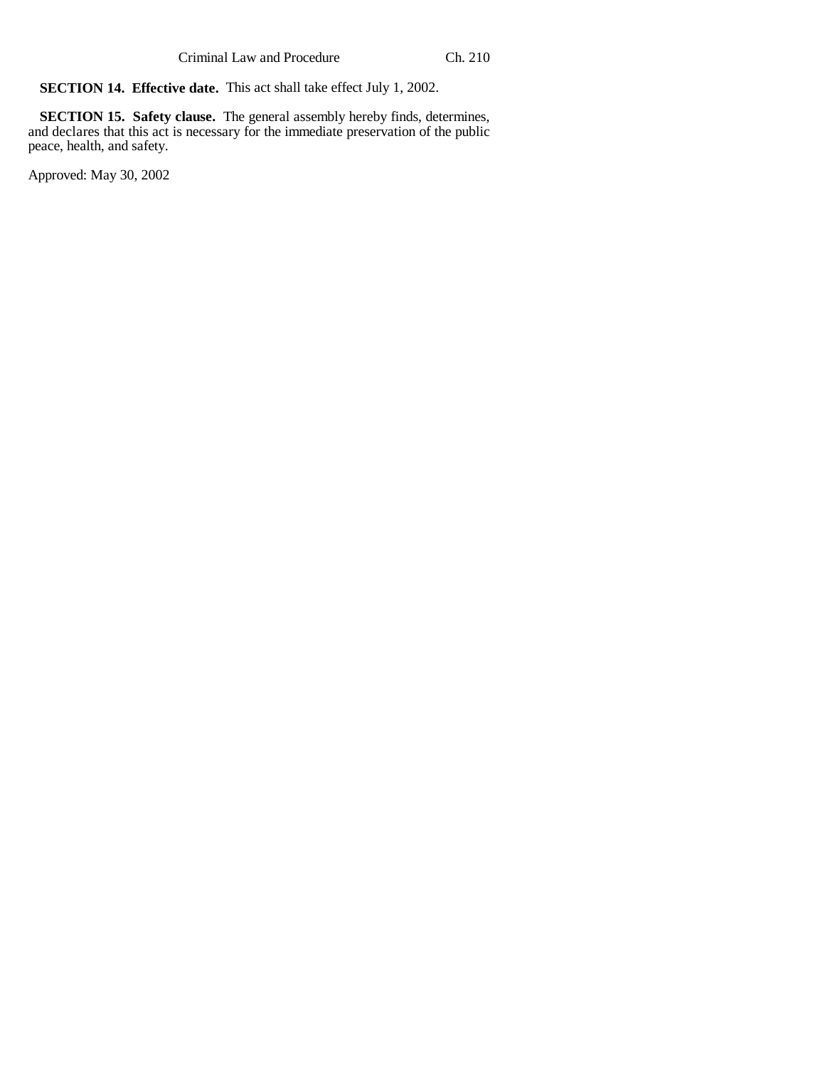**SECTION 14. Effective date.** This act shall take effect July 1, 2002.

**SECTION 15. Safety clause.** The general assembly hereby finds, determines, and declares that this act is necessary for the immediate preservation of the public peace, health, and safety.

Approved: May 30, 2002